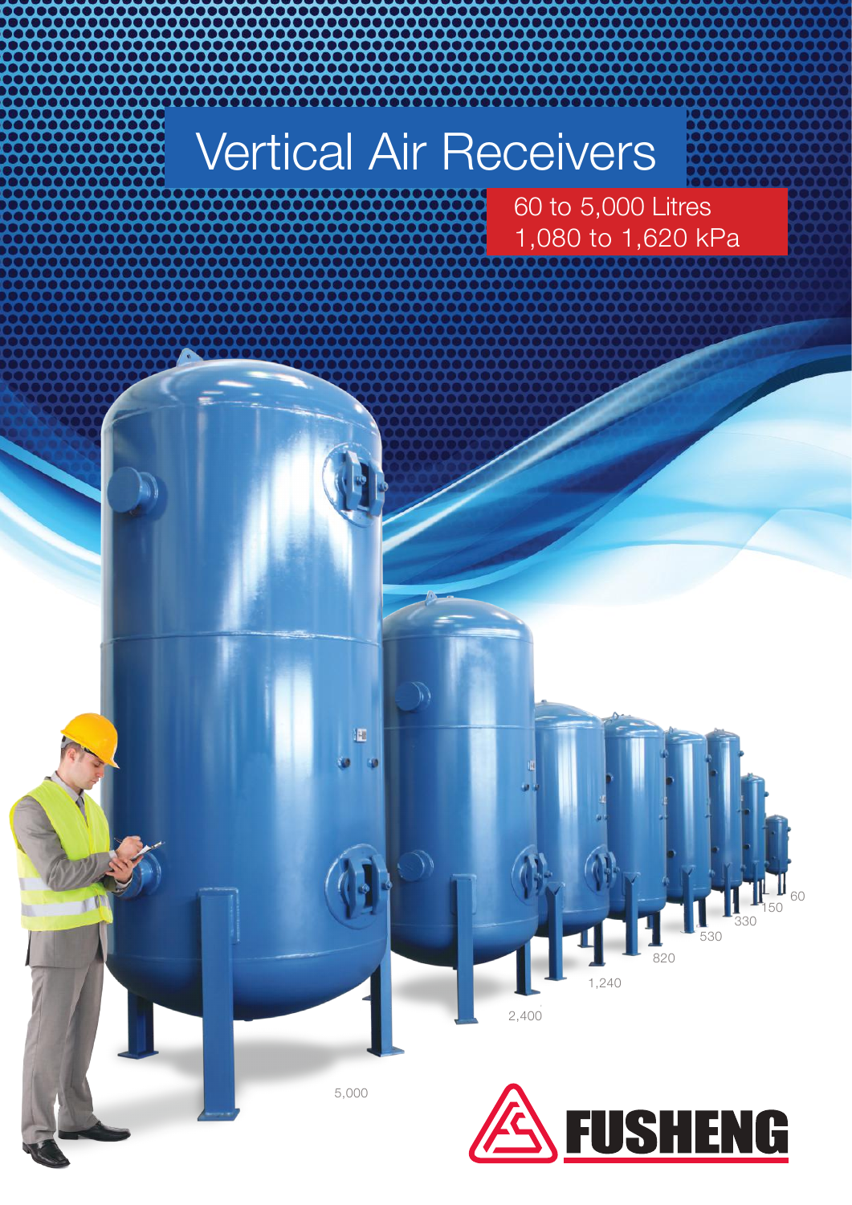# Vertical Air Receivers

60 to 5,000 Litres
1,080 to 1,620 kPa

5,000

2,400

1,240

820

530

330

150

60

FUSHENG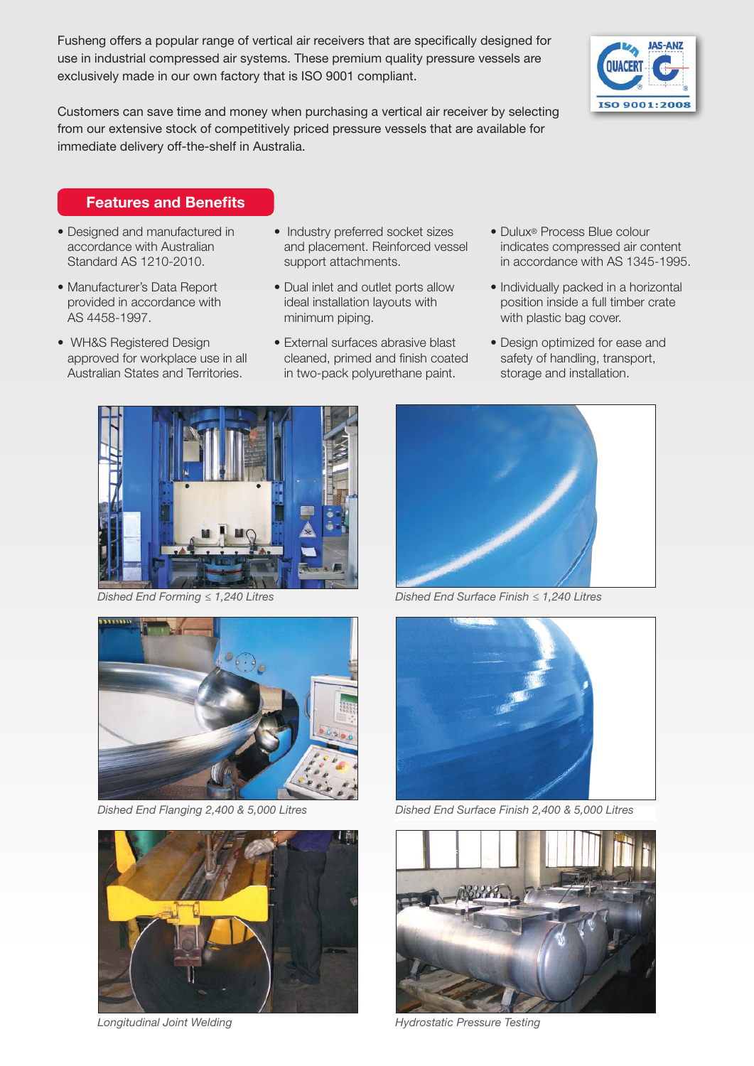Fusheng offers a popular range of vertical air receivers that are specifically designed for use in industrial compressed air systems. These premium quality pressure vessels are exclusively made in our own factory that is ISO 9001 compliant.

Customers can save time and money when purchasing a vertical air receiver by selecting from our extensive stock of competitively priced pressure vessels that are available for immediate delivery off-the-shelf in Australia.

## Features and Benefits

- Designed and manufactured in accordance with Australian Standard AS 1210-2010.
- Manufacturer's Data Report provided in accordance with AS 4458-1997.
- WH&S Registered Design approved for workplace use in all Australian States and Territories.
- Industry preferred socket sizes and placement. Reinforced vessel support attachments.
- Dual inlet and outlet ports allow ideal installation layouts with minimum piping.
- External surfaces abrasive blast cleaned, primed and finish coated in two-pack polyurethane paint.
- Dulux® Process Blue colour indicates compressed air content in accordance with AS 1345-1995.
- Individually packed in a horizontal position inside a full timber crate with plastic bag cover.
- Design optimized for ease and safety of handling, transport, storage and installation.

*Dished End Forming ≤ 1,240 Litres*

*Dished End Surface Finish ≤ 1,240 Litres*

*Dished End Flanging 2,400 & 5,000 Litres*

*Dished End Surface Finish 2,400 & 5,000 Litres*

*Longitudinal Joint Welding*

*Hydrostatic Pressure Testing*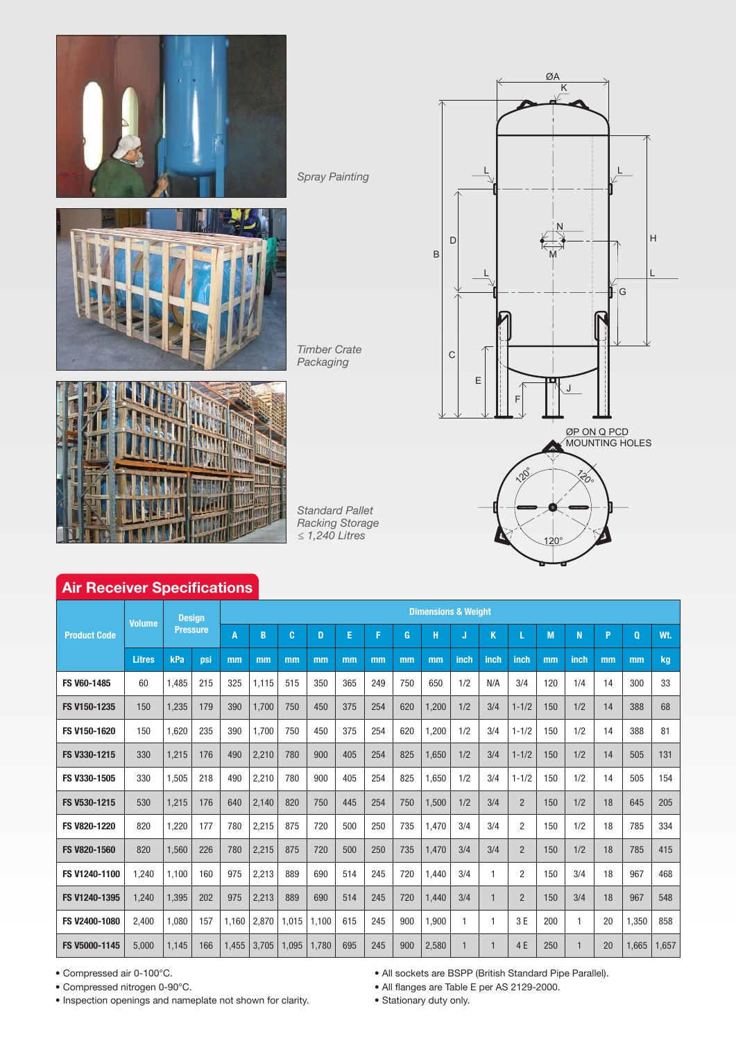Spray Painting

Timber Crate Packaging

Standard Pallet Racking Storage ≤ 1,240 Litres

## Air Receiver Specifications

| Product Code | Volume | Design Pressure | | Dimensions & Weight | | | | | | | | | | | | | | | | |
|---|---|---|---|---|---|---|---|---|---|---|---|---|---|---|---|---|---|---|---|---|
| | | | | A | B | C | D | E | F | G | H | J | K | L | M | N | P | Q | Wt. |
| | Litres | kPa | psi | mm | mm | mm | mm | mm | mm | mm | mm | inch | inch | inch | mm | inch | mm | mm | kg |
| FS V60-1485 | 60 | 1,485 | 215 | 325 | 1,115 | 515 | 350 | 365 | 249 | 750 | 650 | 1/2 | N/A | 3/4 | 120 | 1/4 | 14 | 300 | 33 |
| FS V150-1235 | 150 | 1,235 | 179 | 390 | 1,700 | 750 | 450 | 375 | 254 | 620 | 1,200 | 1/2 | 3/4 | 1-1/2 | 150 | 1/2 | 14 | 388 | 68 |
| FS V150-1620 | 150 | 1,620 | 235 | 390 | 1,700 | 750 | 450 | 375 | 254 | 620 | 1,200 | 1/2 | 3/4 | 1-1/2 | 150 | 1/2 | 14 | 388 | 81 |
| FS V330-1215 | 330 | 1,215 | 176 | 490 | 2,210 | 780 | 900 | 405 | 254 | 825 | 1,650 | 1/2 | 3/4 | 1-1/2 | 150 | 1/2 | 14 | 505 | 131 |
| FS V330-1505 | 330 | 1,505 | 218 | 490 | 2,210 | 780 | 900 | 405 | 254 | 825 | 1,650 | 1/2 | 3/4 | 1-1/2 | 150 | 1/2 | 14 | 505 | 154 |
| FS V530-1215 | 530 | 1,215 | 176 | 640 | 2,140 | 820 | 750 | 445 | 254 | 750 | 1,500 | 1/2 | 3/4 | 2 | 150 | 1/2 | 18 | 645 | 205 |
| FS V820-1220 | 820 | 1,220 | 177 | 780 | 2,215 | 875 | 720 | 500 | 250 | 735 | 1,470 | 3/4 | 3/4 | 2 | 150 | 1/2 | 18 | 785 | 334 |
| FS V820-1560 | 820 | 1,560 | 226 | 780 | 2,215 | 875 | 720 | 500 | 250 | 735 | 1,470 | 3/4 | 3/4 | 2 | 150 | 1/2 | 18 | 785 | 415 |
| FS V1240-1100 | 1,240 | 1,100 | 160 | 975 | 2,213 | 889 | 690 | 514 | 245 | 720 | 1,440 | 3/4 | 1 | 2 | 150 | 3/4 | 18 | 967 | 468 |
| FS V1240-1395 | 1,240 | 1,395 | 202 | 975 | 2,213 | 889 | 690 | 514 | 245 | 720 | 1,440 | 3/4 | 1 | 2 | 150 | 3/4 | 18 | 967 | 548 |
| FS V2400-1080 | 2,400 | 1,080 | 157 | 1,160 | 2,870 | 1,015 | 1,100 | 615 | 245 | 900 | 1,900 | 1 | 1 | 3 E | 200 | 1 | 20 | 1,350 | 858 |
| FS V5000-1145 | 5,000 | 1,145 | 166 | 1,455 | 3,705 | 1,095 | 1,780 | 695 | 245 | 900 | 2,580 | 1 | 1 | 4 E | 250 | 1 | 20 | 1,665 | 1,657 |

- Compressed air 0-100°C.
- Compressed nitrogen 0-90°C.
- Inspection openings and nameplate not shown for clarity.
- All sockets are BSPP (British Standard Pipe Parallel).
- All flanges are Table E per AS 2129-2000.
- Stationary duty only.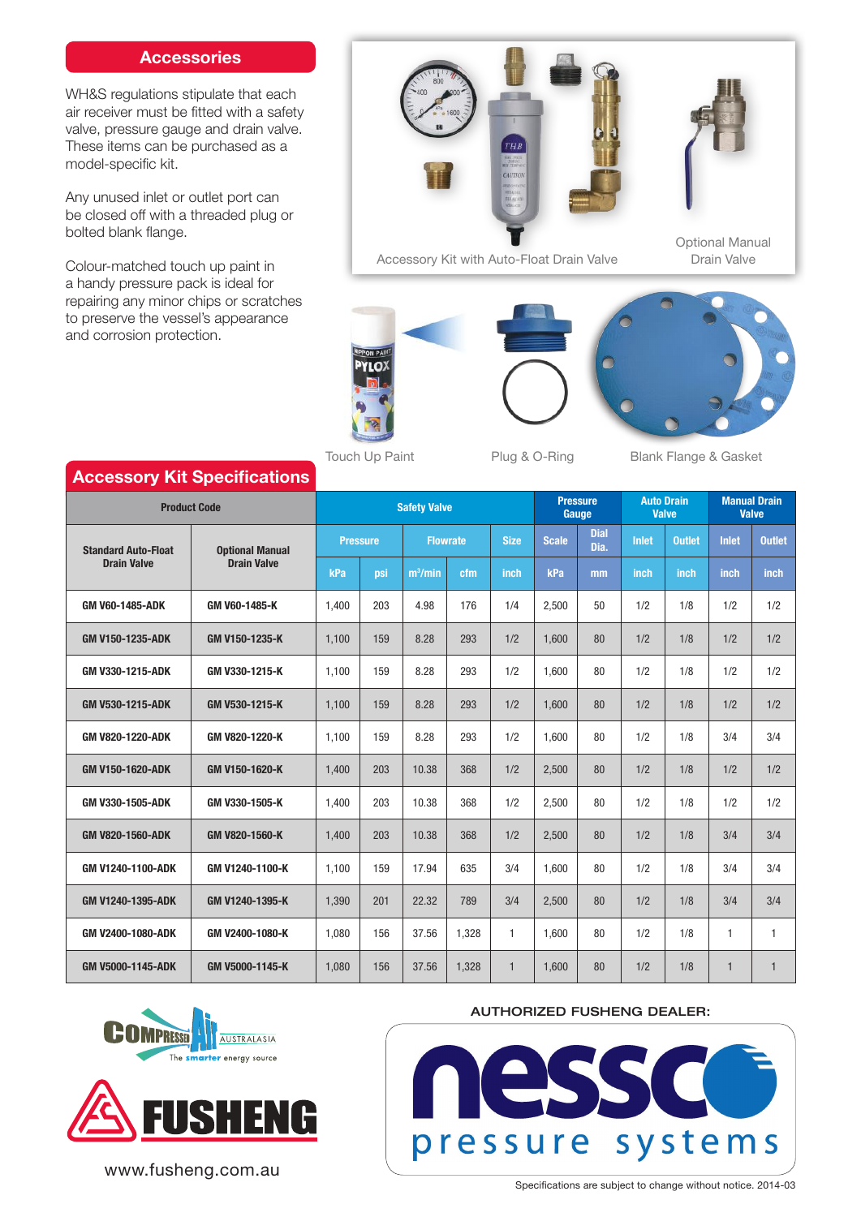## Accessories

WH&S regulations stipulate that each air receiver must be fitted with a safety valve, pressure gauge and drain valve. These items can be purchased as a model-specific kit.

Any unused inlet or outlet port can be closed off with a threaded plug or bolted blank flange.

Colour-matched touch up paint in a handy pressure pack is ideal for repairing any minor chips or scratches to preserve the vessel's appearance and corrosion protection.

Accessory Kit with Auto-Float Drain Valve

Optional Manual Drain Valve

Touch Up Paint

Plug & O-Ring

Blank Flange & Gasket

## Accessory Kit Specifications

| Product Code | | Safety Valve | | | | | Pressure Gauge | | Auto Drain Valve | | Manual Drain Valve | |
|---|---|---|---|---|---|---|---|---|---|---|---|---|
| Standard Auto-Float Drain Valve | Optional Manual Drain Valve | Pressure | | Flowrate | | Size | Scale | Dial Dia. | Inlet | Outlet | Inlet | Outlet |
| | | kPa | psi | $m^3$/min | cfm | inch | kPa | mm | inch | inch | inch | inch |
| GM V60-1485-ADK | GM V60-1485-K | 1,400 | 203 | 4.98 | 176 | 1/4 | 2,500 | 50 | 1/2 | 1/8 | 1/2 | 1/2 |
| GM V150-1235-ADK | GM V150-1235-K | 1,100 | 159 | 8.28 | 293 | 1/2 | 1,600 | 80 | 1/2 | 1/8 | 1/2 | 1/2 |
| GM V330-1215-ADK | GM V330-1215-K | 1,100 | 159 | 8.28 | 293 | 1/2 | 1,600 | 80 | 1/2 | 1/8 | 1/2 | 1/2 |
| GM V530-1215-ADK | GM V530-1215-K | 1,100 | 159 | 8.28 | 293 | 1/2 | 1,600 | 80 | 1/2 | 1/8 | 1/2 | 1/2 |
| GM V820-1220-ADK | GM V820-1220-K | 1,100 | 159 | 8.28 | 293 | 1/2 | 1,600 | 80 | 1/2 | 1/8 | 3/4 | 3/4 |
| GM V150-1620-ADK | GM V150-1620-K | 1,400 | 203 | 10.38 | 368 | 1/2 | 2,500 | 80 | 1/2 | 1/8 | 1/2 | 1/2 |
| GM V330-1505-ADK | GM V330-1505-K | 1,400 | 203 | 10.38 | 368 | 1/2 | 2,500 | 80 | 1/2 | 1/8 | 1/2 | 1/2 |
| GM V820-1560-ADK | GM V820-1560-K | 1,400 | 203 | 10.38 | 368 | 1/2 | 2,500 | 80 | 1/2 | 1/8 | 3/4 | 3/4 |
| GM V1240-1100-ADK | GM V1240-1100-K | 1,100 | 159 | 17.94 | 635 | 3/4 | 1,600 | 80 | 1/2 | 1/8 | 3/4 | 3/4 |
| GM V1240-1395-ADK | GM V1240-1395-K | 1,390 | 201 | 22.32 | 789 | 3/4 | 2,500 | 80 | 1/2 | 1/8 | 3/4 | 3/4 |
| GM V2400-1080-ADK | GM V2400-1080-K | 1,080 | 156 | 37.56 | 1,328 | 1 | 1,600 | 80 | 1/2 | 1/8 | 1 | 1 |
| GM V5000-1145-ADK | GM V5000-1145-K | 1,080 | 156 | 37.56 | 1,328 | 1 | 1,600 | 80 | 1/2 | 1/8 | 1 | 1 |

COMPRESSED AIR AUSTRALASIA — The smarter energy source

FUSHENG

www.fusheng.com.au

AUTHORIZED FUSHENG DEALER:

nessco pressure systems

Specifications are subject to change without notice. 2014-03